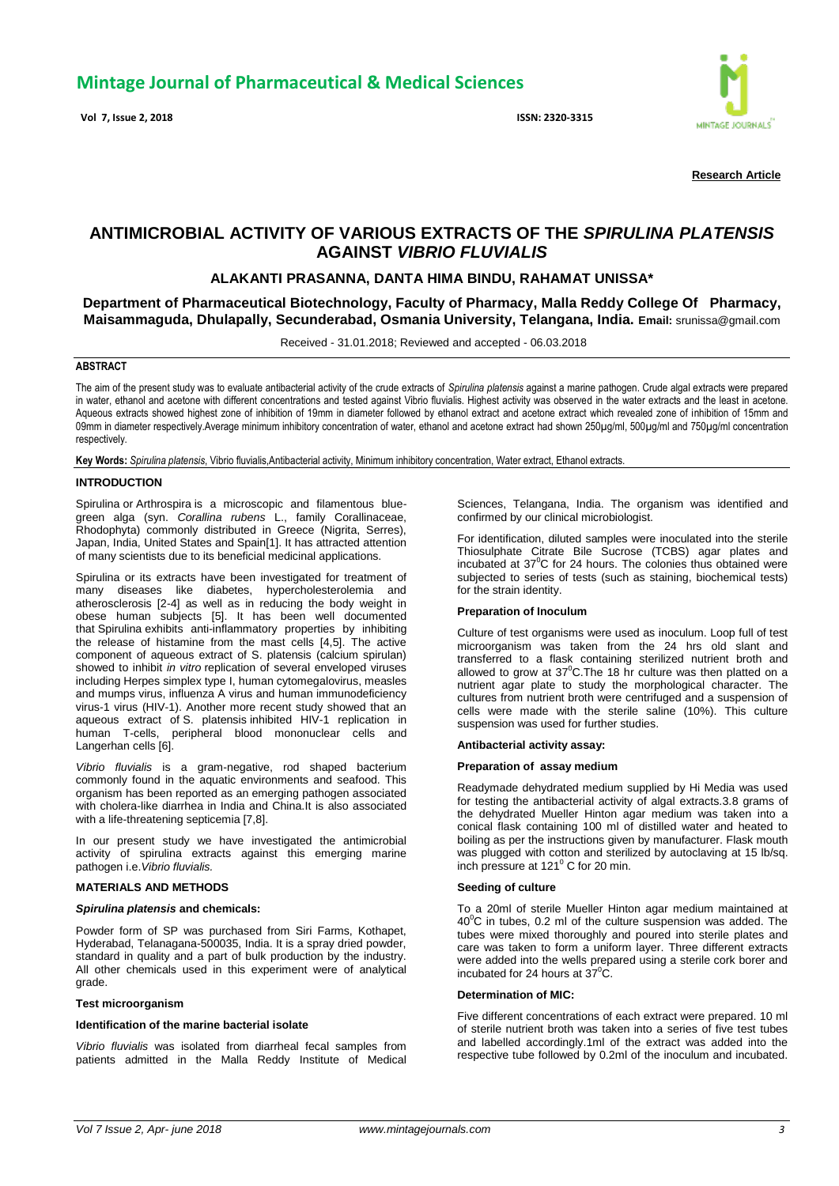**Research Article**

# ANTIMICROBIAL ACTIVITY OF VARIOUS EXTRACTS OF THE *SPIRULINA PLATENSIS* AGAINST *VIBRIO FLUVIALIS*

### ALAKANTI PRASANNA, DANTA HIMA BINDU, RAHAMAT UNISSA*

**Department of Pharmaceutical Biotechnology, Faculty of Pharmacy, Malla Reddy College Of Pharmacy, Maisammaguda, Dhulapally, Secunderabad, Osmania University, Telangana, India. Email:** srunissa@gmail.com

Received - 31.01.2018; Reviewed and accepted - 06.03.2018

## ABSTRACT

The aim of the present study was to evaluate antibacterial activity of the crude extracts of *Spirulina platensis* against a marine pathogen. Crude algal extracts were prepared in water, ethanol and acetone with different concentrations and tested against Vibrio fluvialis. Highest activity was observed in the water extracts and the least in acetone. Aqueous extracts showed highest zone of inhibition of 19mm in diameter followed by ethanol extract and acetone extract which revealed zone of inhibition of 15mm and 09mm in diameter respectively.Average minimum inhibitory concentration of water, ethanol and acetone extract had shown 250µg/ml, 500µg/ml and 750µg/ml concentration respectively.

**Key Words:** *Spirulina platensis*, Vibrio fluvialis,Antibacterial activity, Minimum inhibitory concentration, Water extract, Ethanol extracts.

## INTRODUCTION

Spirulina or Arthrospira is a microscopic and filamentous blue-green alga (syn. *Corallina rubens* L., family Corallinaceae, Rhodophyta) commonly distributed in Greece (Nigrita, Serres), Japan, India, United States and Spain[1]. It has attracted attention of many scientists due to its beneficial medicinal applications.

Spirulina or its extracts have been investigated for treatment of many diseases like diabetes, hypercholesterolemia and atherosclerosis [2-4] as well as in reducing the body weight in obese human subjects [5]. It has been well documented that Spirulina exhibits anti-inflammatory properties by inhibiting the release of histamine from the mast cells [4,5]. The active component of aqueous extract of S. platensis (calcium spirulan) showed to inhibit *in vitro* replication of several enveloped viruses including Herpes simplex type I, human cytomegalovirus, measles and mumps virus, influenza A virus and human immunodeficiency virus-1 virus (HIV-1). Another more recent study showed that an aqueous extract of S. platensis inhibited HIV-1 replication in human T-cells, peripheral blood mononuclear cells and Langerhan cells [6].

*Vibrio fluvialis* is a gram-negative, rod shaped bacterium commonly found in the aquatic environments and seafood. This organism has been reported as an emerging pathogen associated with cholera-like diarrhea in India and China.It is also associated with a life-threatening septicemia [7,8].

In our present study we have investigated the antimicrobial activity of spirulina extracts against this emerging marine pathogen i.e.*Vibrio fluvialis.*

## MATERIALS AND METHODS

### *Spirulina platensis* and chemicals:

Powder form of SP was purchased from Siri Farms, Kothapet, Hyderabad, Telanagana-500035, India. It is a spray dried powder, standard in quality and a part of bulk production by the industry. All other chemicals used in this experiment were of analytical grade.

### Test microorganism

#### Identification of the marine bacterial isolate

*Vibrio fluvialis* was isolated from diarrheal fecal samples from patients admitted in the Malla Reddy Institute of Medical Sciences, Telangana, India. The organism was identified and confirmed by our clinical microbiologist.

For identification, diluted samples were inoculated into the sterile Thiosulphate Citrate Bile Sucrose (TCBS) agar plates and incubated at 37$^0$C for 24 hours. The colonies thus obtained were subjected to series of tests (such as staining, biochemical tests) for the strain identity.

#### Preparation of Inoculum

Culture of test organisms were used as inoculum. Loop full of test microorganism was taken from the 24 hrs old slant and transferred to a flask containing sterilized nutrient broth and allowed to grow at 37$^0$C.The 18 hr culture was then platted on a nutrient agar plate to study the morphological character. The cultures from nutrient broth were centrifuged and a suspension of cells were made with the sterile saline (10%). This culture suspension was used for further studies.

#### Antibacterial activity assay:

#### Preparation of assay medium

Readymade dehydrated medium supplied by Hi Media was used for testing the antibacterial activity of algal extracts.3.8 grams of the dehydrated Mueller Hinton agar medium was taken into a conical flask containing 100 ml of distilled water and heated to boiling as per the instructions given by manufacturer. Flask mouth was plugged with cotton and sterilized by autoclaving at 15 lb/sq. inch pressure at 121$^0$ C for 20 min.

#### Seeding of culture

To a 20ml of sterile Mueller Hinton agar medium maintained at 40$^0$C in tubes, 0.2 ml of the culture suspension was added. The tubes were mixed thoroughly and poured into sterile plates and care was taken to form a uniform layer. Three different extracts were added into the wells prepared using a sterile cork borer and incubated for 24 hours at 37$^0$C.

#### Determination of MIC:

Five different concentrations of each extract were prepared. 10 ml of sterile nutrient broth was taken into a series of five test tubes and labelled accordingly.1ml of the extract was added into the respective tube followed by 0.2ml of the inoculum and incubated.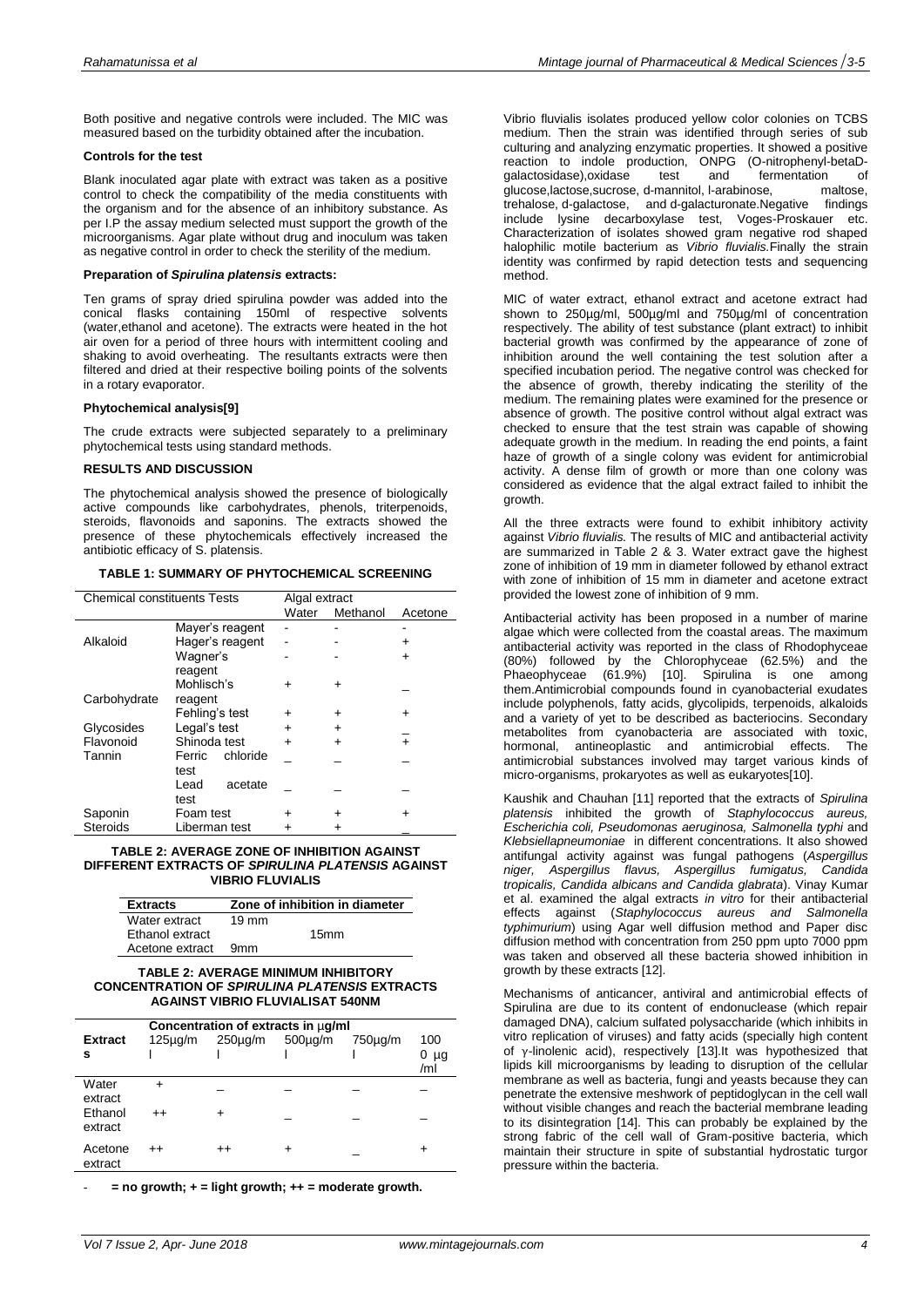Both positive and negative controls were included. The MIC was measured based on the turbidity obtained after the incubation.

**Controls for the test**

Blank inoculated agar plate with extract was taken as a positive control to check the compatibility of the media constituents with the organism and for the absence of an inhibitory substance. As per I.P the assay medium selected must support the growth of the microorganisms. Agar plate without drug and inoculum was taken as negative control in order to check the sterility of the medium.

**Preparation of *Spirulina platensis* extracts:**

Ten grams of spray dried spirulina powder was added into the conical flasks containing 150ml of respective solvents (water,ethanol and acetone). The extracts were heated in the hot air oven for a period of three hours with intermittent cooling and shaking to avoid overheating. The resultants extracts were then filtered and dried at their respective boiling points of the solvents in a rotary evaporator.

**Phytochemical analysis[9]**

The crude extracts were subjected separately to a preliminary phytochemical tests using standard methods.

**RESULTS AND DISCUSSION**

The phytochemical analysis showed the presence of biologically active compounds like carbohydrates, phenols, triterpenoids, steroids, flavonoids and saponins. The extracts showed the presence of these phytochemicals effectively increased the antibiotic efficacy of S. platensis.

**TABLE 1: SUMMARY OF PHYTOCHEMICAL SCREENING**

| Chemical constituents | Tests | Algal extract | | |
|---|---|---|---|---|
| | | Water | Methanol | Acetone |
| Alkaloid | Mayer's reagent | - | - | - |
| | Hager's reagent | - | - | + |
| | Wagner's reagent | - | - | + |
| Carbohydrate | Mohlisch's reagent | + | + | _ |
| | Fehling's test | + | + | + |
| Glycosides | Legal's test | + | + | _ |
| Flavonoid | Shinoda test | + | + | + |
| Tannin | Ferric chloride test | _ | _ | _ |
| | Lead acetate test | _ | _ | _ |
| Saponin | Foam test | + | + | + |
| Steroids | Liberman test | + | + | _ |

**TABLE 2: AVERAGE ZONE OF INHIBITION AGAINST DIFFERENT EXTRACTS OF *SPIRULINA PLATENSIS* AGAINST VIBRIO FLUVIALIS**

| Extracts | Zone of inhibition in diameter |
|---|---|
| Water extract | 19 mm |
| Ethanol extract | 15mm |
| Acetone extract | 9mm |

**TABLE 2: AVERAGE MINIMUM INHIBITORY CONCENTRATION OF *SPIRULINA PLATENSIS* EXTRACTS AGAINST VIBRIO FLUVIALISAT 540NM**

| Extracts | Concentration of extracts in μg/ml | | | | |
|---|---|---|---|---|---|
| | 125μg/ml | 250μg/ml | 500μg/ml | 750μg/ml | 1000 μg/ml |
| Water extract | + | _ | _ | _ | _ |
| Ethanol extract | ++ | + | _ | _ | _ |
| Acetone extract | ++ | ++ | + | _ | + |

- = no growth; + = light growth; ++ = moderate growth.

Vibrio fluvialis isolates produced yellow color colonies on TCBS medium. Then the strain was identified through series of sub culturing and analyzing enzymatic properties. It showed a positive reaction to indole production, ONPG (O-nitrophenyl-betaD-galactosidase),oxidase test and fermentation of glucose,lactose,sucrose, d-mannitol, l-arabinose, maltose, trehalose, d-galactose, and d-galacturonate.Negative findings include lysine decarboxylase test, Voges-Proskauer etc. Characterization of isolates showed gram negative rod shaped halophilic motile bacterium as *Vibrio fluvialis.*Finally the strain identity was confirmed by rapid detection tests and sequencing method.

MIC of water extract, ethanol extract and acetone extract had shown to 250µg/ml, 500µg/ml and 750µg/ml of concentration respectively. The ability of test substance (plant extract) to inhibit bacterial growth was confirmed by the appearance of zone of inhibition around the well containing the test solution after a specified incubation period. The negative control was checked for the absence of growth, thereby indicating the sterility of the medium. The remaining plates were examined for the presence or absence of growth. The positive control without algal extract was checked to ensure that the test strain was capable of showing adequate growth in the medium. In reading the end points, a faint haze of growth of a single colony was evident for antimicrobial activity. A dense film of growth or more than one colony was considered as evidence that the algal extract failed to inhibit the growth.

All the three extracts were found to exhibit inhibitory activity against *Vibrio fluvialis.* The results of MIC and antibacterial activity are summarized in Table 2 & 3. Water extract gave the highest zone of inhibition of 19 mm in diameter followed by ethanol extract with zone of inhibition of 15 mm in diameter and acetone extract provided the lowest zone of inhibition of 9 mm.

Antibacterial activity has been proposed in a number of marine algae which were collected from the coastal areas. The maximum antibacterial activity was reported in the class of Rhodophyceae (80%) followed by the Chlorophyceae (62.5%) and the Phaeophyceae (61.9%) [10]. Spirulina is one among them.Antimicrobial compounds found in cyanobacterial exudates include polyphenols, fatty acids, glycolipids, terpenoids, alkaloids and a variety of yet to be described as bacteriocins. Secondary metabolites from cyanobacteria are associated with toxic, hormonal, antineoplastic and antimicrobial effects. The antimicrobial substances involved may target various kinds of micro-organisms, prokaryotes as well as eukaryotes[10].

Kaushik and Chauhan [11] reported that the extracts of *Spirulina platensis* inhibited the growth of *Staphylococcus aureus, Escherichia coli, Pseudomonas aeruginosa, Salmonella typhi* and *Klebsiellapneumoniae* in different concentrations. It also showed antifungal activity against was fungal pathogens (*Aspergillus niger, Aspergillus flavus, Aspergillus fumigatus, Candida tropicalis, Candida albicans and Candida glabrata*). Vinay Kumar et al. examined the algal extracts *in vitro* for their antibacterial effects against (*Staphylococcus aureus and Salmonella typhimurium*) using Agar well diffusion method and Paper disc diffusion method with concentration from 250 ppm upto 7000 ppm was taken and observed all these bacteria showed inhibition in growth by these extracts [12].

Mechanisms of anticancer, antiviral and antimicrobial effects of Spirulina are due to its content of endonuclease (which repair damaged DNA), calcium sulfated polysaccharide (which inhibits in vitro replication of viruses) and fatty acids (specially high content of γ-linolenic acid), respectively [13].It was hypothesized that lipids kill microorganisms by leading to disruption of the cellular membrane as well as bacteria, fungi and yeasts because they can penetrate the extensive meshwork of peptidoglycan in the cell wall without visible changes and reach the bacterial membrane leading to its disintegration [14]. This can probably be explained by the strong fabric of the cell wall of Gram-positive bacteria, which maintain their structure in spite of substantial hydrostatic turgor pressure within the bacteria.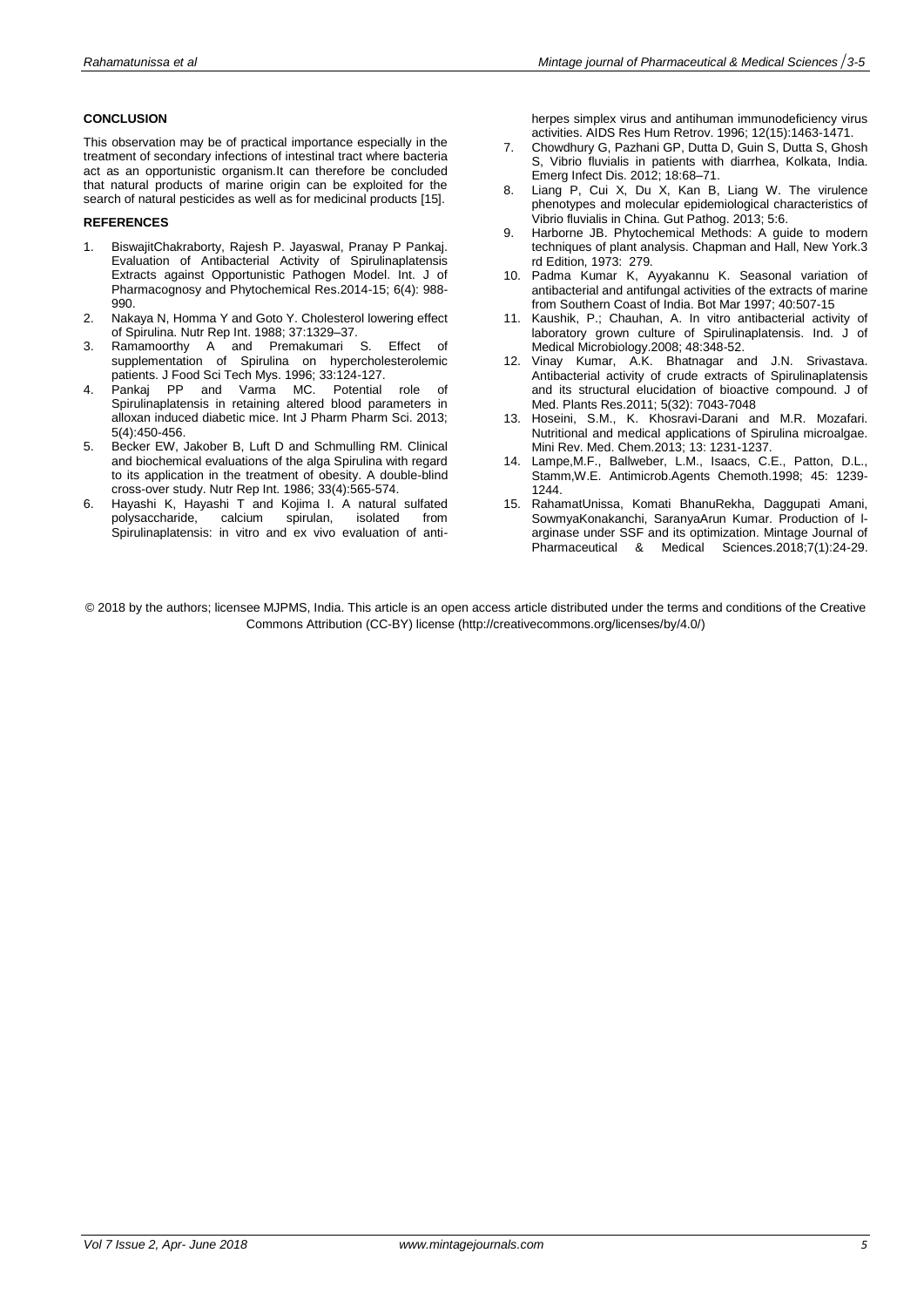**CONCLUSION**

This observation may be of practical importance especially in the treatment of secondary infections of intestinal tract where bacteria act as an opportunistic organism.It can therefore be concluded that natural products of marine origin can be exploited for the search of natural pesticides as well as for medicinal products [15].

**REFERENCES**

1. BiswajitChakraborty, Rajesh P. Jayaswal, Pranay P Pankaj. Evaluation of Antibacterial Activity of Spirulinaplatensis Extracts against Opportunistic Pathogen Model. Int. J of Pharmacognosy and Phytochemical Res.2014-15; 6(4): 988-990.
2. Nakaya N, Homma Y and Goto Y. Cholesterol lowering effect of Spirulina. Nutr Rep Int. 1988; 37:1329–37.
3. Ramamoorthy A and Premakumari S. Effect of supplementation of Spirulina on hypercholesterolemic patients. J Food Sci Tech Mys. 1996; 33:124-127.
4. Pankaj PP and Varma MC. Potential role of Spirulinaplatensis in retaining altered blood parameters in alloxan induced diabetic mice. Int J Pharm Pharm Sci. 2013; 5(4):450-456.
5. Becker EW, Jakober B, Luft D and Schmulling RM. Clinical and biochemical evaluations of the alga Spirulina with regard to its application in the treatment of obesity. A double-blind cross-over study. Nutr Rep Int. 1986; 33(4):565-574.
6. Hayashi K, Hayashi T and Kojima I. A natural sulfated polysaccharide, calcium spirulan, isolated from Spirulinaplatensis: in vitro and ex vivo evaluation of anti-herpes simplex virus and antihuman immunodeficiency virus activities. AIDS Res Hum Retrov. 1996; 12(15):1463-1471.
7. Chowdhury G, Pazhani GP, Dutta D, Guin S, Dutta S, Ghosh S, Vibrio fluvialis in patients with diarrhea, Kolkata, India. Emerg Infect Dis. 2012; 18:68–71.
8. Liang P, Cui X, Du X, Kan B, Liang W. The virulence phenotypes and molecular epidemiological characteristics of Vibrio fluvialis in China. Gut Pathog. 2013; 5:6.
9. Harborne JB. Phytochemical Methods: A guide to modern techniques of plant analysis. Chapman and Hall, New York.3 rd Edition, 1973: 279.
10. Padma Kumar K, Ayyakannu K. Seasonal variation of antibacterial and antifungal activities of the extracts of marine from Southern Coast of India. Bot Mar 1997; 40:507-15
11. Kaushik, P.; Chauhan, A. In vitro antibacterial activity of laboratory grown culture of Spirulinaplatensis. Ind. J of Medical Microbiology.2008; 48:348-52.
12. Vinay Kumar, A.K. Bhatnagar and J.N. Srivastava. Antibacterial activity of crude extracts of Spirulinaplatensis and its structural elucidation of bioactive compound. J of Med. Plants Res.2011; 5(32): 7043-7048
13. Hoseini, S.M., K. Khosravi-Darani and M.R. Mozafari. Nutritional and medical applications of Spirulina microalgae. Mini Rev. Med. Chem.2013; 13: 1231-1237.
14. Lampe,M.F., Ballweber, L.M., Isaacs, C.E., Patton, D.L., Stamm,W.E. Antimicrob.Agents Chemoth.1998; 45: 1239-1244.
15. RahamatUnissa, Komati BhanuRekha, Daggupati Amani, SowmyaKonakanchi, SaranyaArun Kumar. Production of l-arginase under SSF and its optimization. Mintage Journal of Pharmaceutical & Medical Sciences.2018;7(1):24-29.

© 2018 by the authors; licensee MJPMS, India. This article is an open access article distributed under the terms and conditions of the Creative Commons Attribution (CC-BY) license (http://creativecommons.org/licenses/by/4.0/)